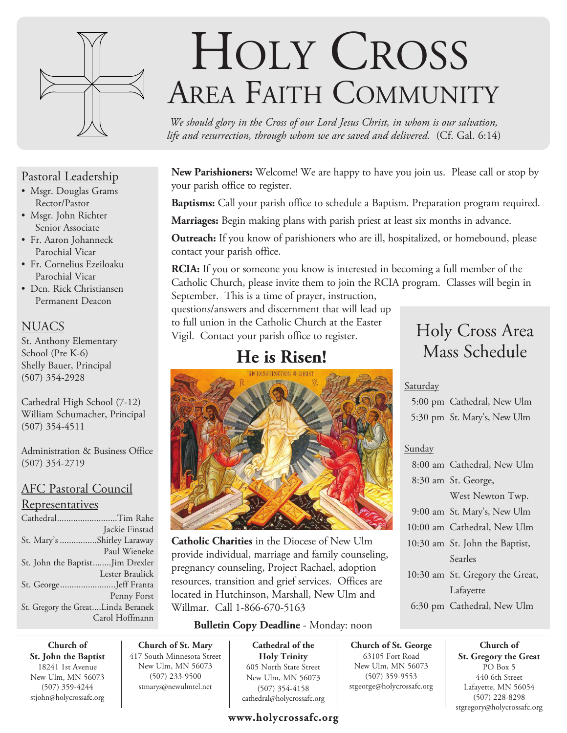# HOLY CROSS
## AREA FAITH COMMUNITY

*We should glory in the Cross of our Lord Jesus Christ, in whom is our salvation, life and resurrection, through whom we are saved and delivered.* (Cf. Gal. 6:14)

### Pastoral Leadership

- Msgr. Douglas Grams
  Rector/Pastor
- Msgr. John Richter
  Senior Associate
- Fr. Aaron Johanneck
  Parochial Vicar
- Fr. Cornelius Ezeiloaku
  Parochial Vicar
- Dcn. Rick Christiansen
  Permanent Deacon

### NUACS

St. Anthony Elementary School (Pre K-6)
Shelly Bauer, Principal
(507) 354-2928

Cathedral High School (7-12)
William Schumacher, Principal
(507) 354-4511

Administration & Business Office
(507) 354-2719

### AFC Pastoral Council Representatives

| Parish | Representatives |
|---|---|
| Cathedral | Tim Rahe, Jackie Finstad |
| St. Mary's | Shirley Laraway, Paul Wieneke |
| St. John the Baptist | Jim Drexler, Lester Braulick |
| St. George | Jeff Franta, Penny Forst |
| St. Gregory the Great | Linda Beranek, Carol Hoffmann |

**New Parishioners:** Welcome! We are happy to have you join us. Please call or stop by your parish office to register.

**Baptisms:** Call your parish office to schedule a Baptism. Preparation program required.

**Marriages:** Begin making plans with parish priest at least six months in advance.

**Outreach:** If you know of parishioners who are ill, hospitalized, or homebound, please contact your parish office.

**RCIA:** If you or someone you know is interested in becoming a full member of the Catholic Church, please invite them to join the RCIA program. Classes will begin in September. This is a time of prayer, instruction, questions/answers and discernment that will lead up to full union in the Catholic Church at the Easter Vigil. Contact your parish office to register.

## He is Risen!

**Catholic Charities** in the Diocese of New Ulm provide individual, marriage and family counseling, pregnancy counseling, Project Rachael, adoption resources, transition and grief services. Offices are located in Hutchinson, Marshall, New Ulm and Willmar. Call 1-866-670-5163

**Bulletin Copy Deadline** - Monday: noon

## Holy Cross Area Mass Schedule

**Saturday**

- 5:00 pm Cathedral, New Ulm
- 5:30 pm St. Mary's, New Ulm

**Sunday**

- 8:00 am Cathedral, New Ulm
- 8:30 am St. George, West Newton Twp.
- 9:00 am St. Mary's, New Ulm
- 10:00 am Cathedral, New Ulm
- 10:30 am St. John the Baptist, Searles
- 10:30 am St. Gregory the Great, Lafayette
- 6:30 pm Cathedral, New Ulm

**Church of St. John the Baptist**
18241 1st Avenue
New Ulm, MN 56073
(507) 359-4244
stjohn@holycrossafc.org

**Church of St. Mary**
417 South Minnesota Street
New Ulm, MN 56073
(507) 233-9500
stmarys@newulmtel.net

**Cathedral of the Holy Trinity**
605 North State Street
New Ulm, MN 56073
(507) 354-4158
cathedral@holycrossafc.org

**Church of St. George**
63105 Fort Road
New Ulm, MN 56073
(507) 359-9553
stgeorge@holycrossafc.org

**Church of St. Gregory the Great**
PO Box 5
440 6th Street
Lafayette, MN 56054
(507) 228-8298
stgregory@holycrossafc.org

**www.holycrossafc.org**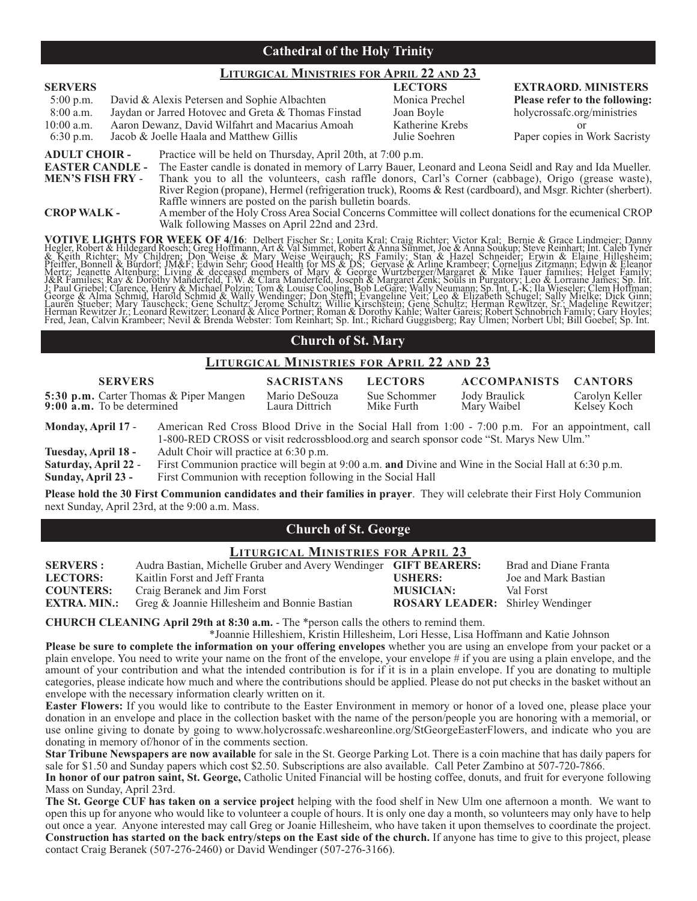## Cathedral of the Holy Trinity

### Liturgical Ministries for April 22 and 23

| SERVERS | | LECTORS | EXTRAORD. MINISTERS |
|---|---|---|---|
| 5:00 p.m. | David & Alexis Petersen and Sophie Albachten | Monica Prechel | Please refer to the following: |
| 8:00 a.m. | Jaydan or Jarred Hotovec and Greta & Thomas Finstad | Joan Boyle | holycrossafc.org/ministries |
| 10:00 a.m. | Aaron Dewanz, David Wilfahrt and Macarius Amoah | Katherine Krebs | or |
| 6:30 p.m. | Jacob & Joelle Haala and Matthew Gillis | Julie Soehren | Paper copies in Work Sacristy |

**ADULT CHOIR -** Practice will be held on Thursday, April 20th, at 7:00 p.m.

**EASTER CANDLE -** The Easter candle is donated in memory of Larry Bauer, Leonard and Leona Seidl and Ray and Ida Mueller.

**MEN'S FISH FRY** - Thank you to all the volunteers, cash raffle donors, Carl's Corner (cabbage), Origo (grease waste), River Region (propane), Hermel (refrigeration truck), Rooms & Rest (cardboard), and Msgr. Richter (sherbert). Raffle winners are posted on the parish bulletin boards.

**CROP WALK -** A member of the Holy Cross Area Social Concerns Committee will collect donations for the ecumenical CROP Walk following Masses on April 22nd and 23rd.

**VOTIVE LIGHTS FOR WEEK OF 4/16**: Delbert Fischer Sr.; Lonita Kral; Craig Richter; Victor Kral; Bernie & Grace Lindmeier; Danny Hegler, Robert & Hildegard Roesch; Greg Hoffmann, Art & Val Simmet, Robert & Anna Simmet, Joe & Anna Soukup; Steve Reinhart; Int. Caleb Tyner & Keith Richter; My Children; Don Weise & Mary Weise Weirauch; RS Family; Stan & Hazel Schneider; Erwin & Elaine Hillesheim; Pfeiffer, Bonnell & Burdorf; JM&F; Edwin Sehr; Good Health for MS & DS; Gervase & Arline Krambeer; Cornelius Zitzmann; Edwin & Eleanor Mertz; Jeanette Altenburg; Living & deceased members of Mary & George Wurtzberger/Margaret & Mike Tauer families; Helget Family; J&R Families; Ray & Dorothy Manderfeld, T.W. & Clara Manderfeld, Joseph & Margaret Zenk; Souls in Purgatory; Leo & Lorraine James; Sp. Int. J; Paul Griebel; Clarence, Henry & Michael Polzin; Tom & Louise Cooling, Bob LeGare; Wally Neumann; Sp. Int. L-K; Ila Wieseler; Clem Hoffman; George & Alma Schmid, Harold Schmid & Wally Wendinger; Don Steffl; Evangeline Veit; Leo & Elizabeth Schugel; Sally Mielke; Dick Ginn; Lauren Stueber; Mary Tauscheck; Gene Schultz; Jerome Schultz; Willie Kirschstein; Gene Schultz; Herman Rewitzer, Sr.; Madeline Rewitzer; Herman Rewitzer Jr.; Leonard Rewitzer; Leonard & Alice Portner; Roman & Dorothy Kahle; Walter Gareis; Robert Schnobrich Family; Gary Hoyles; Fred, Jean, Calvin Krambeer; Nevil & Brenda Webster: Tom Reinhart; Sp. Int.; Richard Guggisberg; Ray Ulmen; Norbert Ubl; Bill Goebel; Sp. Int.

## Church of St. Mary

### Liturgical Ministries for April 22 and 23

| SERVERS | SACRISTANS | LECTORS | ACCOMPANISTS | CANTORS |
|---|---|---|---|---|
| **5:30 p.m.** Carter Thomas & Piper Mangen | Mario DeSouza | Sue Schommer | Jody Braulick | Carolyn Keller |
| **9:00 a.m.** To be determined | Laura Dittrich | Mike Furth | Mary Waibel | Kelsey Koch |

**Monday, April 17** - American Red Cross Blood Drive in the Social Hall from 1:00 - 7:00 p.m. For an appointment, call 1-800-RED CROSS or visit redcrossblood.org and search sponsor code "St. Marys New Ulm."

**Tuesday, April 18 -** Adult Choir will practice at 6:30 p.m.

**Saturday, April 22** - First Communion practice will begin at 9:00 a.m. **and** Divine and Wine in the Social Hall at 6:30 p.m.

**Sunday, April 23 -** First Communion with reception following in the Social Hall

**Please hold the 30 First Communion candidates and their families in prayer**. They will celebrate their First Holy Communion next Sunday, April 23rd, at the 9:00 a.m. Mass.

## Church of St. George

### Liturgical Ministries for April 23

| | | | |
|---|---|---|---|
| **SERVERS :** | Audra Bastian, Michelle Gruber and Avery Wendinger | **GIFT BEARERS:** | Brad and Diane Franta |
| **LECTORS:** | Kaitlin Forst and Jeff Franta | **USHERS:** | Joe and Mark Bastian |
| **COUNTERS:** | Craig Beranek and Jim Forst | **MUSICIAN:** | Val Forst |
| **EXTRA. MIN.:** | Greg & Joannie Hillesheim and Bonnie Bastian | **ROSARY LEADER:** | Shirley Wendinger |

**CHURCH CLEANING April 29th at 8:30 a.m.** - The *person calls the others to remind them.
*Joannie Hilleshiem, Kristin Hillesheim, Lori Hesse, Lisa Hoffmann and Katie Johnson

**Please be sure to complete the information on your offering envelopes** whether you are using an envelope from your packet or a plain envelope. You need to write your name on the front of the envelope, your envelope # if you are using a plain envelope, and the amount of your contribution and what the intended contribution is for if it is in a plain envelope. If you are donating to multiple categories, please indicate how much and where the contributions should be applied. Please do not put checks in the basket without an envelope with the necessary information clearly written on it.

**Easter Flowers:** If you would like to contribute to the Easter Environment in memory or honor of a loved one, please place your donation in an envelope and place in the collection basket with the name of the person/people you are honoring with a memorial, or use online giving to donate by going to www.holycrossafc.weshareonline.org/StGeorgeEasterFlowers, and indicate who you are donating in memory of/honor of in the comments section.

**Star Tribune Newspapers are now available** for sale in the St. George Parking Lot. There is a coin machine that has daily papers for sale for $1.50 and Sunday papers which cost $2.50. Subscriptions are also available. Call Peter Zambino at 507-720-7866.

**In honor of our patron saint, St. George,** Catholic United Financial will be hosting coffee, donuts, and fruit for everyone following Mass on Sunday, April 23rd.

**The St. George CUF has taken on a service project** helping with the food shelf in New Ulm one afternoon a month. We want to open this up for anyone who would like to volunteer a couple of hours. It is only one day a month, so volunteers may only have to help out once a year. Anyone interested may call Greg or Joanie Hillesheim, who have taken it upon themselves to coordinate the project.

**Construction has started on the back entry/steps on the East side of the church.** If anyone has time to give to this project, please contact Craig Beranek (507-276-2460) or David Wendinger (507-276-3166).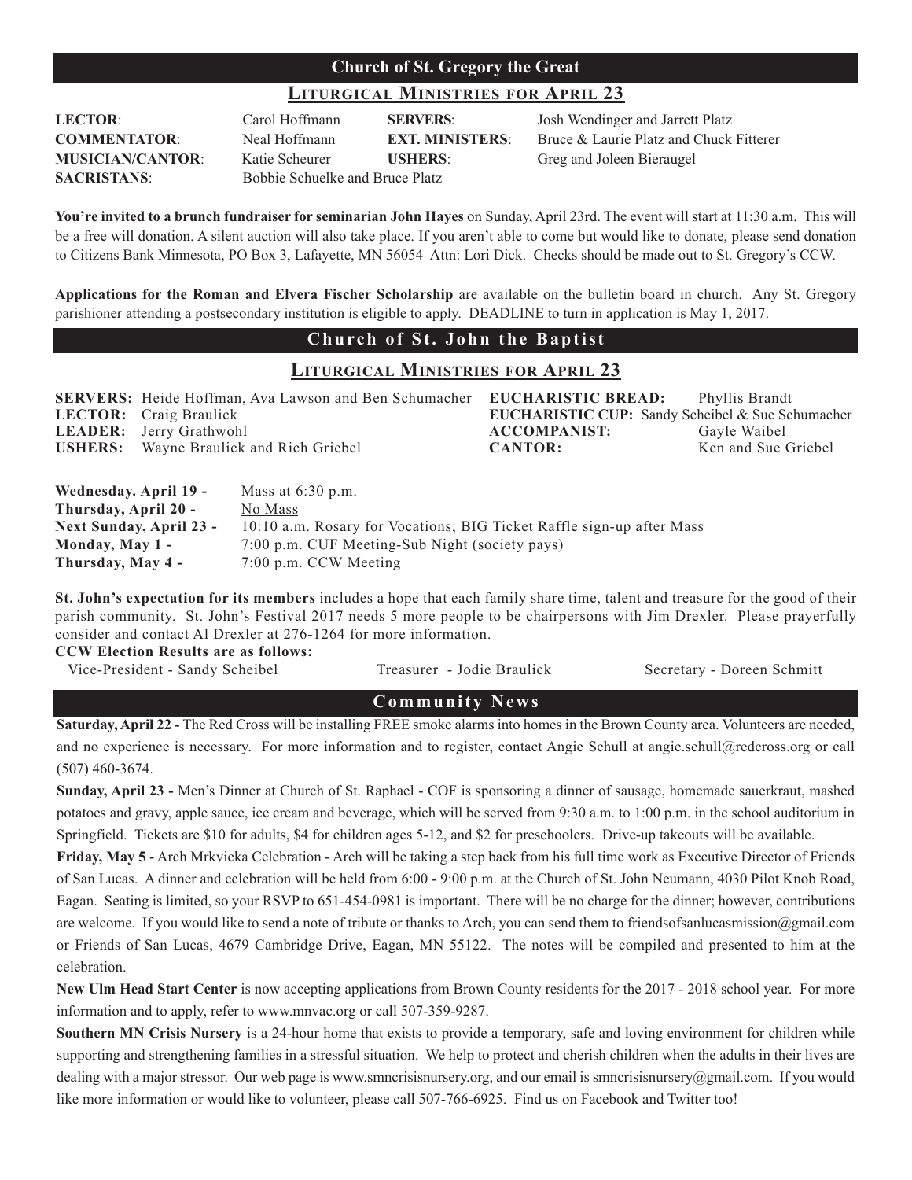## Church of St. Gregory the Great

### Liturgical Ministries for April 23

| | | | |
|---|---|---|---|
| **LECTOR**: | Carol Hoffmann | **SERVERS**: | Josh Wendinger and Jarrett Platz |
| **COMMENTATOR**: | Neal Hoffmann | **EXT. MINISTERS**: | Bruce & Laurie Platz and Chuck Fitterer |
| **MUSICIAN/CANTOR**: | Katie Scheurer | **USHERS**: | Greg and Joleen Bieraugel |
| **SACRISTANS**: | Bobbie Schuelke and Bruce Platz | | |

**You're invited to a brunch fundraiser for seminarian John Hayes** on Sunday, April 23rd. The event will start at 11:30 a.m. This will be a free will donation. A silent auction will also take place. If you aren't able to come but would like to donate, please send donation to Citizens Bank Minnesota, PO Box 3, Lafayette, MN 56054 Attn: Lori Dick. Checks should be made out to St. Gregory's CCW.

**Applications for the Roman and Elvera Fischer Scholarship** are available on the bulletin board in church. Any St. Gregory parishioner attending a postsecondary institution is eligible to apply. DEADLINE to turn in application is May 1, 2017.

## Church of St. John the Baptist

### Liturgical Ministries for April 23

**SERVERS:** Heide Hoffman, Ava Lawson and Ben Schumacher
**LECTOR:** Craig Braulick
**LEADER:** Jerry Grathwohl
**USHERS:** Wayne Braulick and Rich Griebel

**EUCHARISTIC BREAD:** Phyllis Brandt
**EUCHARISTIC CUP:** Sandy Scheibel & Sue Schumacher
**ACCOMPANIST:** Gayle Waibel
**CANTOR:** Ken and Sue Griebel

| | |
|---|---|
| **Wednesday. April 19 -** | Mass at 6:30 p.m. |
| **Thursday, April 20 -** | No Mass |
| **Next Sunday, April 23 -** | 10:10 a.m. Rosary for Vocations; BIG Ticket Raffle sign-up after Mass |
| **Monday, May 1 -** | 7:00 p.m. CUF Meeting-Sub Night (society pays) |
| **Thursday, May 4 -** | 7:00 p.m. CCW Meeting |

**St. John's expectation for its members** includes a hope that each family share time, talent and treasure for the good of their parish community. St. John's Festival 2017 needs 5 more people to be chairpersons with Jim Drexler. Please prayerfully consider and contact Al Drexler at 276-1264 for more information.

**CCW Election Results are as follows:**

Vice-President - Sandy Scheibel Treasurer - Jodie Braulick Secretary - Doreen Schmitt

## Community News

**Saturday, April 22 -** The Red Cross will be installing FREE smoke alarms into homes in the Brown County area. Volunteers are needed, and no experience is necessary. For more information and to register, contact Angie Schull at angie.schull@redcross.org or call (507) 460-3674.

**Sunday, April 23 -** Men's Dinner at Church of St. Raphael - COF is sponsoring a dinner of sausage, homemade sauerkraut, mashed potatoes and gravy, apple sauce, ice cream and beverage, which will be served from 9:30 a.m. to 1:00 p.m. in the school auditorium in Springfield. Tickets are $10 for adults, $4 for children ages 5-12, and $2 for preschoolers. Drive-up takeouts will be available.

**Friday, May 5** - Arch Mrkvicka Celebration - Arch will be taking a step back from his full time work as Executive Director of Friends of San Lucas. A dinner and celebration will be held from 6:00 - 9:00 p.m. at the Church of St. John Neumann, 4030 Pilot Knob Road, Eagan. Seating is limited, so your RSVP to 651-454-0981 is important. There will be no charge for the dinner; however, contributions are welcome. If you would like to send a note of tribute or thanks to Arch, you can send them to friendsofsanlucasmission@gmail.com or Friends of San Lucas, 4679 Cambridge Drive, Eagan, MN 55122. The notes will be compiled and presented to him at the celebration.

**New Ulm Head Start Center** is now accepting applications from Brown County residents for the 2017 - 2018 school year. For more information and to apply, refer to www.mnvac.org or call 507-359-9287.

**Southern MN Crisis Nursery** is a 24-hour home that exists to provide a temporary, safe and loving environment for children while supporting and strengthening families in a stressful situation. We help to protect and cherish children when the adults in their lives are dealing with a major stressor. Our web page is www.smncrisisnursery.org, and our email is smncrisisnursery@gmail.com. If you would like more information or would like to volunteer, please call 507-766-6925. Find us on Facebook and Twitter too!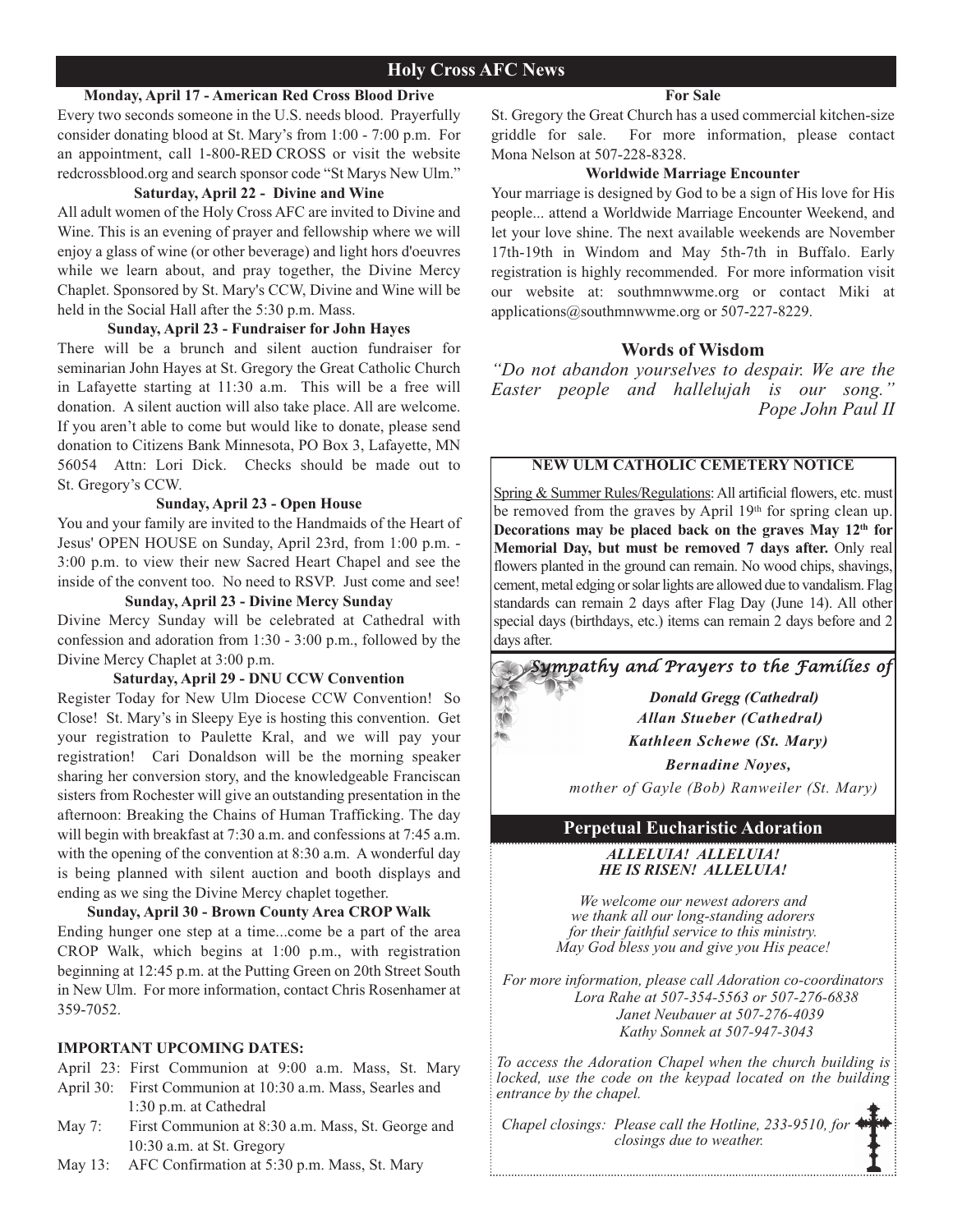## Holy Cross AFC News

**Monday, April 17 - American Red Cross Blood Drive**

Every two seconds someone in the U.S. needs blood. Prayerfully consider donating blood at St. Mary's from 1:00 - 7:00 p.m. For an appointment, call 1-800-RED CROSS or visit the website redcrossblood.org and search sponsor code "St Marys New Ulm."

**Saturday, April 22 - Divine and Wine**

All adult women of the Holy Cross AFC are invited to Divine and Wine. This is an evening of prayer and fellowship where we will enjoy a glass of wine (or other beverage) and light hors d'oeuvres while we learn about, and pray together, the Divine Mercy Chaplet. Sponsored by St. Mary's CCW, Divine and Wine will be held in the Social Hall after the 5:30 p.m. Mass.

**Sunday, April 23 - Fundraiser for John Hayes**

There will be a brunch and silent auction fundraiser for seminarian John Hayes at St. Gregory the Great Catholic Church in Lafayette starting at 11:30 a.m. This will be a free will donation. A silent auction will also take place. All are welcome. If you aren't able to come but would like to donate, please send donation to Citizens Bank Minnesota, PO Box 3, Lafayette, MN 56054 Attn: Lori Dick. Checks should be made out to St. Gregory's CCW.

**Sunday, April 23 - Open House**

You and your family are invited to the Handmaids of the Heart of Jesus' OPEN HOUSE on Sunday, April 23rd, from 1:00 p.m. - 3:00 p.m. to view their new Sacred Heart Chapel and see the inside of the convent too. No need to RSVP. Just come and see!

**Sunday, April 23 - Divine Mercy Sunday**

Divine Mercy Sunday will be celebrated at Cathedral with confession and adoration from 1:30 - 3:00 p.m., followed by the Divine Mercy Chaplet at 3:00 p.m.

**Saturday, April 29 - DNU CCW Convention**

Register Today for New Ulm Diocese CCW Convention! So Close! St. Mary's in Sleepy Eye is hosting this convention. Get your registration to Paulette Kral, and we will pay your registration! Cari Donaldson will be the morning speaker sharing her conversion story, and the knowledgeable Franciscan sisters from Rochester will give an outstanding presentation in the afternoon: Breaking the Chains of Human Trafficking. The day will begin with breakfast at 7:30 a.m. and confessions at 7:45 a.m. with the opening of the convention at 8:30 a.m. A wonderful day is being planned with silent auction and booth displays and ending as we sing the Divine Mercy chaplet together.

**Sunday, April 30 - Brown County Area CROP Walk**

Ending hunger one step at a time...come be a part of the area CROP Walk, which begins at 1:00 p.m., with registration beginning at 12:45 p.m. at the Putting Green on 20th Street South in New Ulm. For more information, contact Chris Rosenhamer at 359-7052.

**IMPORTANT UPCOMING DATES:**

- April 23: First Communion at 9:00 a.m. Mass, St. Mary
- April 30: First Communion at 10:30 a.m. Mass, Searles and 1:30 p.m. at Cathedral
- May 7: First Communion at 8:30 a.m. Mass, St. George and 10:30 a.m. at St. Gregory
- May 13: AFC Confirmation at 5:30 p.m. Mass, St. Mary

**For Sale**

St. Gregory the Great Church has a used commercial kitchen-size griddle for sale. For more information, please contact Mona Nelson at 507-228-8328.

**Worldwide Marriage Encounter**

Your marriage is designed by God to be a sign of His love for His people... attend a Worldwide Marriage Encounter Weekend, and let your love shine. The next available weekends are November 17th-19th in Windom and May 5th-7th in Buffalo. Early registration is highly recommended. For more information visit our website at: southmnwwme.org or contact Miki at applications@southmnwwme.org or 507-227-8229.

### Words of Wisdom

*"Do not abandon yourselves to despair. We are the Easter people and hallelujah is our song."*
*Pope John Paul II*

**NEW ULM CATHOLIC CEMETERY NOTICE**

Spring & Summer Rules/Regulations: All artificial flowers, etc. must be removed from the graves by April 19th for spring clean up. **Decorations may be placed back on the graves May 12th for Memorial Day, but must be removed 7 days after.** Only real flowers planted in the ground can remain. No wood chips, shavings, cement, metal edging or solar lights are allowed due to vandalism. Flag standards can remain 2 days after Flag Day (June 14). All other special days (birthdays, etc.) items can remain 2 days before and 2 days after.

### *Sympathy and Prayers to the Families of*

***Donald Gregg (Cathedral)***
***Allan Stueber (Cathedral)***
***Kathleen Schewe (St. Mary)***
***Bernadine Noyes,***
*mother of Gayle (Bob) Ranweiler (St. Mary)*

## Perpetual Eucharistic Adoration

***ALLELUIA! ALLELUIA!***
***HE IS RISEN! ALLELUIA!***

*We welcome our newest adorers and we thank all our long-standing adorers for their faithful service to this ministry. May God bless you and give you His peace!*

*For more information, please call Adoration co-coordinators*
*Lora Rahe at 507-354-5563 or 507-276-6838*
*Janet Neubauer at 507-276-4039*
*Kathy Sonnek at 507-947-3043*

*To access the Adoration Chapel when the church building is locked, use the code on the keypad located on the building entrance by the chapel.*

*Chapel closings: Please call the Hotline, 233-9510, for closings due to weather.*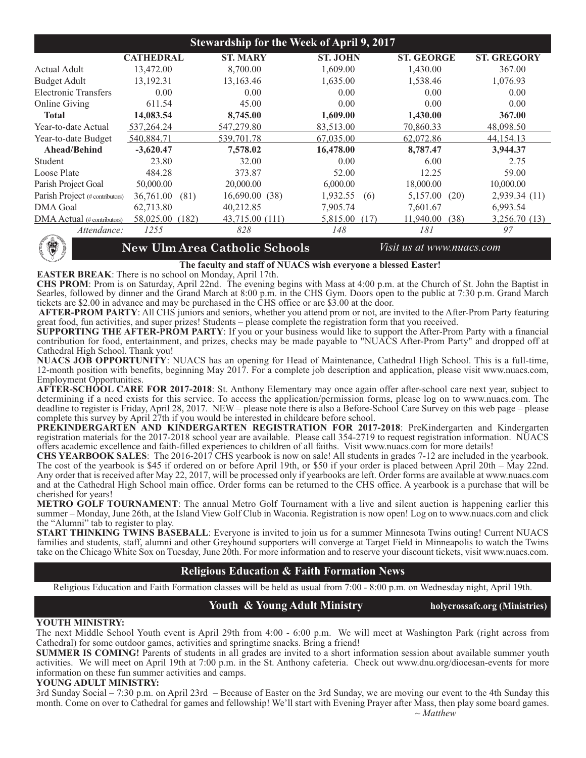## Stewardship for the Week of April 9, 2017

| | CATHEDRAL | ST. MARY | ST. JOHN | ST. GEORGE | ST. GREGORY |
|---|---|---|---|---|---|
| Actual Adult | 13,472.00 | 8,700.00 | 1,609.00 | 1,430.00 | 367.00 |
| Budget Adult | 13,192.31 | 13,163.46 | 1,635.00 | 1,538.46 | 1,076.93 |
| Electronic Transfers | 0.00 | 0.00 | 0.00 | 0.00 | 0.00 |
| Online Giving | 611.54 | 45.00 | 0.00 | 0.00 | 0.00 |
| **Total** | **14,083.54** | **8,745.00** | **1,609.00** | **1,430.00** | **367.00** |
| Year-to-date Actual | 537,264.24 | 547,279.80 | 83,513.00 | 70,860.33 | 48,098.50 |
| Year-to-date Budget | 540,884.71 | 539,701.78 | 67,035.00 | 62,072.86 | 44,154.13 |
| **Ahead/Behind** | **-3,620.47** | **7,578.02** | **16,478.00** | **8,787.47** | **3,944.37** |
| Student | 23.80 | 32.00 | 0.00 | 6.00 | 2.75 |
| Loose Plate | 484.28 | 373.87 | 52.00 | 12.25 | 59.00 |
| Parish Project Goal | 50,000.00 | 20,000.00 | 6,000.00 | 18,000.00 | 10,000.00 |
| Parish Project (# contributors) | 36,761.00 (81) | 16,690.00 (38) | 1,932.55 (6) | 5,157.00 (20) | 2,939.34 (11) |
| DMA Goal | 62,713.80 | 40,212.85 | 7,905.74 | 7,601.67 | 6,993.54 |
| DMA Actual (# contributors) | 58,025.00 (182) | 43,715.00 (111) | 5,815.00 (17) | 11,940.00 (38) | 3,256.70 (13) |
| *Attendance:* | *1255* | *828* | *148* | *181* | *97* |

## New Ulm Area Catholic Schools

*Visit us at www.nuacs.com*

**The faculty and staff of NUACS wish everyone a blessed Easter!**

**EASTER BREAK**: There is no school on Monday, April 17th.

**CHS PROM**: Prom is on Saturday, April 22nd. The evening begins with Mass at 4:00 p.m. at the Church of St. John the Baptist in Searles, followed by dinner and the Grand March at 8:00 p.m. in the CHS Gym. Doors open to the public at 7:30 p.m. Grand March tickets are $2.00 in advance and may be purchased in the CHS office or are $3.00 at the door.

**AFTER-PROM PARTY**: All CHS juniors and seniors, whether you attend prom or not, are invited to the After-Prom Party featuring great food, fun activities, and super prizes! Students – please complete the registration form that you received.

**SUPPORTING THE AFTER-PROM PARTY**: If you or your business would like to support the After-Prom Party with a financial contribution for food, entertainment, and prizes, checks may be made payable to "NUACS After-Prom Party" and dropped off at Cathedral High School. Thank you!

**NUACS JOB OPPORTUNITY**: NUACS has an opening for Head of Maintenance, Cathedral High School. This is a full-time, 12-month position with benefits, beginning May 2017. For a complete job description and application, please visit www.nuacs.com, Employment Opportunities.

**AFTER-SCHOOL CARE FOR 2017-2018**: St. Anthony Elementary may once again offer after-school care next year, subject to determining if a need exists for this service. To access the application/permission forms, please log on to www.nuacs.com. The deadline to register is Friday, April 28, 2017. NEW – please note there is also a Before-School Care Survey on this web page – please complete this survey by April 27th if you would be interested in childcare before school.

**PREKINDERGARTEN AND KINDERGARTEN REGISTRATION FOR 2017-2018**: PreKindergarten and Kindergarten registration materials for the 2017-2018 school year are available. Please call 354-2719 to request registration information. NUACS offers academic excellence and faith-filled experiences to children of all faiths. Visit www.nuacs.com for more details!

**CHS YEARBOOK SALES**: The 2016-2017 CHS yearbook is now on sale! All students in grades 7-12 are included in the yearbook. The cost of the yearbook is $45 if ordered on or before April 19th, or $50 if your order is placed between April 20th – May 22nd. Any order that is received after May 22, 2017, will be processed only if yearbooks are left. Order forms are available at www.nuacs.com and at the Cathedral High School main office. Order forms can be returned to the CHS office. A yearbook is a purchase that will be cherished for years!

**METRO GOLF TOURNAMENT**: The annual Metro Golf Tournament with a live and silent auction is happening earlier this summer – Monday, June 26th, at the Island View Golf Club in Waconia. Registration is now open! Log on to www.nuacs.com and click the "Alumni" tab to register to play.

**START THINKING TWINS BASEBALL**: Everyone is invited to join us for a summer Minnesota Twins outing! Current NUACS families and students, staff, alumni and other Greyhound supporters will converge at Target Field in Minneapolis to watch the Twins take on the Chicago White Sox on Tuesday, June 20th. For more information and to reserve your discount tickets, visit www.nuacs.com.

## Religious Education & Faith Formation News

Religious Education and Faith Formation classes will be held as usual from 7:00 - 8:00 p.m. on Wednesday night, April 19th.

## Youth & Young Adult Ministry

**holycrossafc.org (Ministries)**

**YOUTH MINISTRY:**

The next Middle School Youth event is April 29th from 4:00 - 6:00 p.m. We will meet at Washington Park (right across from Cathedral) for some outdoor games, activities and springtime snacks. Bring a friend!

**SUMMER IS COMING!** Parents of students in all grades are invited to a short information session about available summer youth activities. We will meet on April 19th at 7:00 p.m. in the St. Anthony cafeteria. Check out www.dnu.org/diocesan-events for more information on these fun summer activities and camps.

**YOUNG ADULT MINISTRY:**

3rd Sunday Social – 7:30 p.m. on April 23rd – Because of Easter on the 3rd Sunday, we are moving our event to the 4th Sunday this month. Come on over to Cathedral for games and fellowship! We'll start with Evening Prayer after Mass, then play some board games.

*~ Matthew*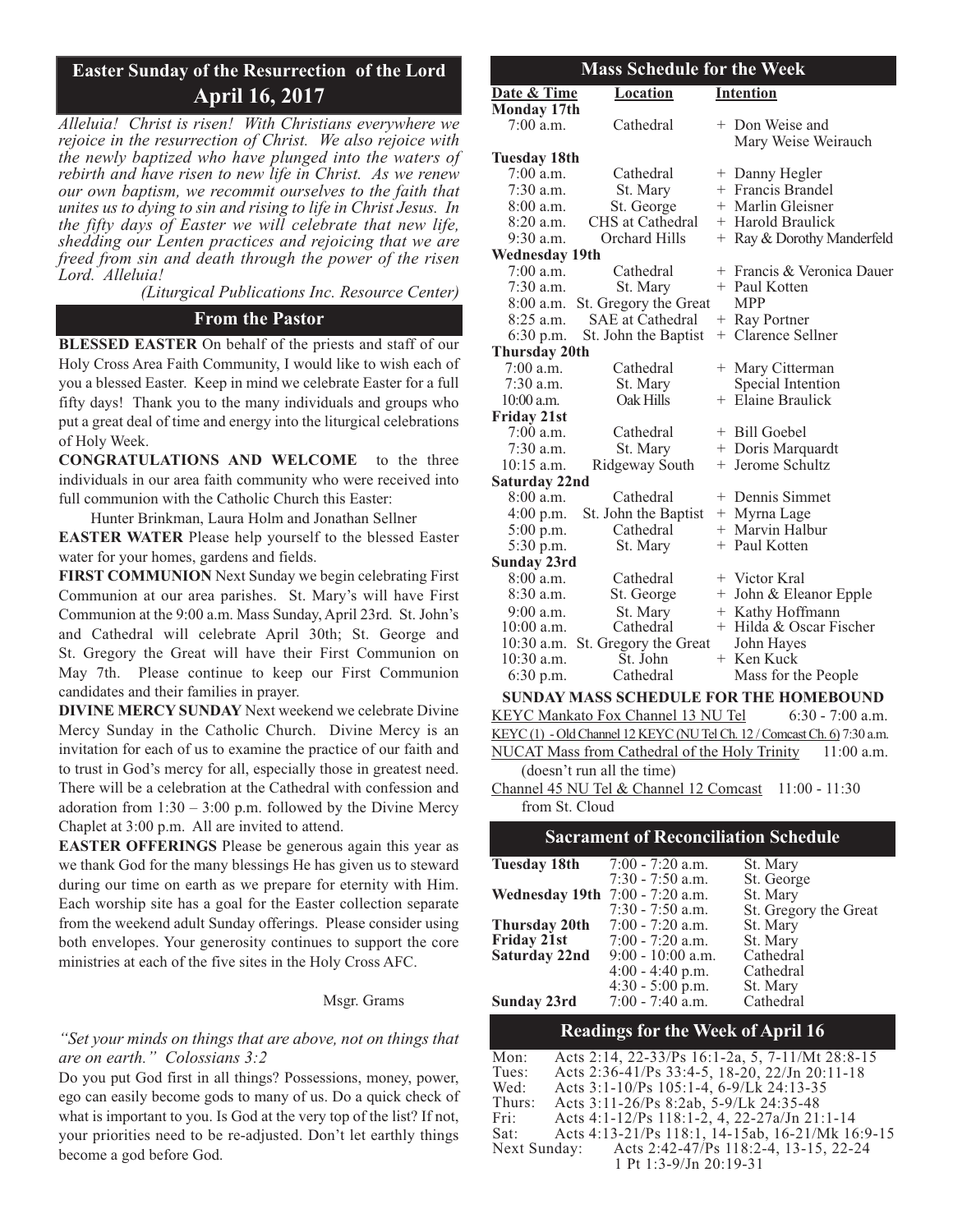## Easter Sunday of the Resurrection of the Lord
## April 16, 2017

*Alleluia! Christ is risen! With Christians everywhere we rejoice in the resurrection of Christ. We also rejoice with the newly baptized who have plunged into the waters of rebirth and have risen to new life in Christ. As we renew our own baptism, we recommit ourselves to the faith that unites us to dying to sin and rising to life in Christ Jesus. In the fifty days of Easter we will celebrate that new life, shedding our Lenten practices and rejoicing that we are freed from sin and death through the power of the risen Lord. Alleluia!*

*(Liturgical Publications Inc. Resource Center)*

## From the Pastor

**BLESSED EASTER** On behalf of the priests and staff of our Holy Cross Area Faith Community, I would like to wish each of you a blessed Easter. Keep in mind we celebrate Easter for a full fifty days! Thank you to the many individuals and groups who put a great deal of time and energy into the liturgical celebrations of Holy Week.

**CONGRATULATIONS AND WELCOME** to the three individuals in our area faith community who were received into full communion with the Catholic Church this Easter:

Hunter Brinkman, Laura Holm and Jonathan Sellner

**EASTER WATER** Please help yourself to the blessed Easter water for your homes, gardens and fields.

**FIRST COMMUNION** Next Sunday we begin celebrating First Communion at our area parishes. St. Mary's will have First Communion at the 9:00 a.m. Mass Sunday, April 23rd. St. John's and Cathedral will celebrate April 30th; St. George and St. Gregory the Great will have their First Communion on May 7th. Please continue to keep our First Communion candidates and their families in prayer.

**DIVINE MERCY SUNDAY** Next weekend we celebrate Divine Mercy Sunday in the Catholic Church. Divine Mercy is an invitation for each of us to examine the practice of our faith and to trust in God's mercy for all, especially those in greatest need. There will be a celebration at the Cathedral with confession and adoration from 1:30 – 3:00 p.m. followed by the Divine Mercy Chaplet at 3:00 p.m. All are invited to attend.

**EASTER OFFERINGS** Please be generous again this year as we thank God for the many blessings He has given us to steward during our time on earth as we prepare for eternity with Him. Each worship site has a goal for the Easter collection separate from the weekend adult Sunday offerings. Please consider using both envelopes. Your generosity continues to support the core ministries at each of the five sites in the Holy Cross AFC.

Msgr. Grams

*"Set your minds on things that are above, not on things that are on earth." Colossians 3:2*

Do you put God first in all things? Possessions, money, power, ego can easily become gods to many of us. Do a quick check of what is important to you. Is God at the very top of the list? If not, your priorities need to be re-adjusted. Don't let earthly things become a god before God.

## Mass Schedule for the Week

| Date & Time | Location | Intention |
|---|---|---|
| **Monday 17th** | | |
| 7:00 a.m. | Cathedral | + Don Weise and Mary Weise Weirauch |
| **Tuesday 18th** | | |
| 7:00 a.m. | Cathedral | + Danny Hegler |
| 7:30 a.m. | St. Mary | + Francis Brandel |
| 8:00 a.m. | St. George | + Marlin Gleisner |
| 8:20 a.m. | CHS at Cathedral | + Harold Braulick |
| 9:30 a.m. | Orchard Hills | + Ray & Dorothy Manderfeld |
| **Wednesday 19th** | | |
| 7:00 a.m. | Cathedral | + Francis & Veronica Dauer |
| 7:30 a.m. | St. Mary | + Paul Kotten |
| 8:00 a.m. | St. Gregory the Great | MPP |
| 8:25 a.m. | SAE at Cathedral | + Ray Portner |
| 6:30 p.m. | St. John the Baptist | + Clarence Sellner |
| **Thursday 20th** | | |
| 7:00 a.m. | Cathedral | + Mary Citterman |
| 7:30 a.m. | St. Mary | Special Intention |
| 10:00 a.m. | Oak Hills | + Elaine Braulick |
| **Friday 21st** | | |
| 7:00 a.m. | Cathedral | + Bill Goebel |
| 7:30 a.m. | St. Mary | + Doris Marquardt |
| 10:15 a.m. | Ridgeway South | + Jerome Schultz |
| **Saturday 22nd** | | |
| 8:00 a.m. | Cathedral | + Dennis Simmet |
| 4:00 p.m. | St. John the Baptist | + Myrna Lage |
| 5:00 p.m. | Cathedral | + Marvin Halbur |
| 5:30 p.m. | St. Mary | + Paul Kotten |
| **Sunday 23rd** | | |
| 8:00 a.m. | Cathedral | + Victor Kral |
| 8:30 a.m. | St. George | + John & Eleanor Epple |
| 9:00 a.m. | St. Mary | + Kathy Hoffmann |
| 10:00 a.m. | Cathedral | + Hilda & Oscar Fischer |
| 10:30 a.m. | St. Gregory the Great | John Hayes |
| 10:30 a.m. | St. John | + Ken Kuck |
| 6:30 p.m. | Cathedral | Mass for the People |

**SUNDAY MASS SCHEDULE FOR THE HOMEBOUND**

KEYC Mankato Fox Channel 13 NU Tel 6:30 - 7:00 a.m.

KEYC (1) - Old Channel 12 KEYC (NU Tel Ch. 12 / Comcast Ch. 6) 7:30 a.m.

NUCAT Mass from Cathedral of the Holy Trinity 11:00 a.m. (doesn't run all the time)

Channel 45 NU Tel & Channel 12 Comcast 11:00 - 11:30 from St. Cloud

## Sacrament of Reconciliation Schedule

| | | |
|---|---|---|
| **Tuesday 18th** | 7:00 - 7:20 a.m. | St. Mary |
| | 7:30 - 7:50 a.m. | St. George |
| **Wednesday 19th** | 7:00 - 7:20 a.m. | St. Mary |
| | 7:30 - 7:50 a.m. | St. Gregory the Great |
| **Thursday 20th** | 7:00 - 7:20 a.m. | St. Mary |
| **Friday 21st** | 7:00 - 7:20 a.m. | St. Mary |
| **Saturday 22nd** | 9:00 - 10:00 a.m. | Cathedral |
| | 4:00 - 4:40 p.m. | Cathedral |
| | 4:30 - 5:00 p.m. | St. Mary |
| **Sunday 23rd** | 7:00 - 7:40 a.m. | Cathedral |

## Readings for the Week of April 16

| | |
|---|---|
| Mon: | Acts 2:14, 22-33/Ps 16:1-2a, 5, 7-11/Mt 28:8-15 |
| Tues: | Acts 2:36-41/Ps 33:4-5, 18-20, 22/Jn 20:11-18 |
| Wed: | Acts 3:1-10/Ps 105:1-4, 6-9/Lk 24:13-35 |
| Thurs: | Acts 3:11-26/Ps 8:2ab, 5-9/Lk 24:35-48 |
| Fri: | Acts 4:1-12/Ps 118:1-2, 4, 22-27a/Jn 21:1-14 |
| Sat: | Acts 4:13-21/Ps 118:1, 14-15ab, 16-21/Mk 16:9-15 |
| Next Sunday: | Acts 2:42-47/Ps 118:2-4, 13-15, 22-24 1 Pt 1:3-9/Jn 20:19-31 |